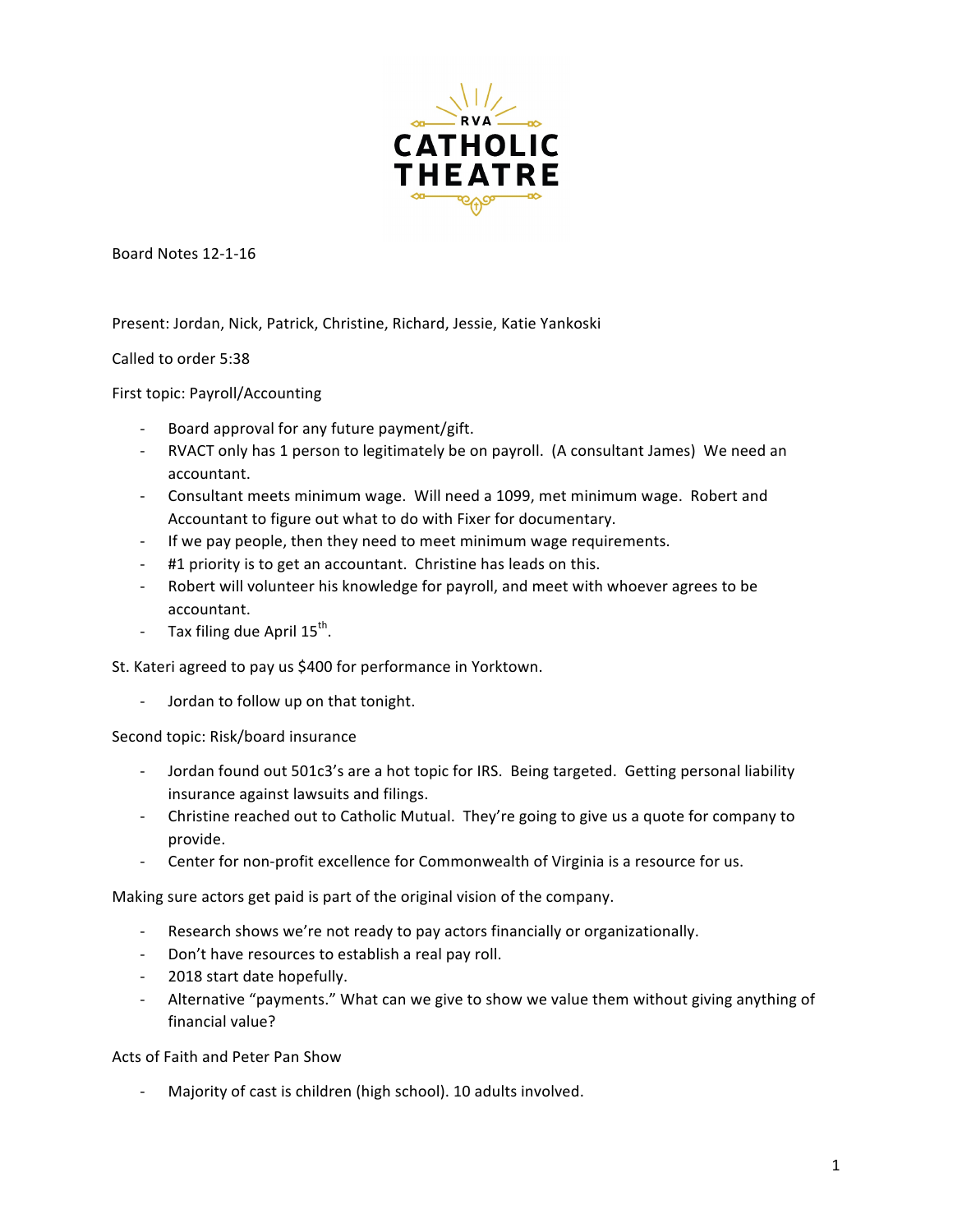RVA CATHOLIC THEATRE

Board Notes 12-1-16

Present: Jordan, Nick, Patrick, Christine, Richard, Jessie, Katie Yankoski

Called to order 5:38

First topic: Payroll/Accounting

- Board approval for any future payment/gift.
- RVACT only has 1 person to legitimately be on payroll. (A consultant James) We need an accountant.
- Consultant meets minimum wage. Will need a 1099, met minimum wage. Robert and Accountant to figure out what to do with Fixer for documentary.
- If we pay people, then they need to meet minimum wage requirements.
- #1 priority is to get an accountant. Christine has leads on this.
- Robert will volunteer his knowledge for payroll, and meet with whoever agrees to be accountant.
- Tax filing due April 15th.

St. Kateri agreed to pay us $400 for performance in Yorktown.

- Jordan to follow up on that tonight.

Second topic: Risk/board insurance

- Jordan found out 501c3's are a hot topic for IRS. Being targeted. Getting personal liability insurance against lawsuits and filings.
- Christine reached out to Catholic Mutual. They're going to give us a quote for company to provide.
- Center for non-profit excellence for Commonwealth of Virginia is a resource for us.

Making sure actors get paid is part of the original vision of the company.

- Research shows we're not ready to pay actors financially or organizationally.
- Don't have resources to establish a real pay roll.
- 2018 start date hopefully.
- Alternative "payments." What can we give to show we value them without giving anything of financial value?

Acts of Faith and Peter Pan Show

- Majority of cast is children (high school). 10 adults involved.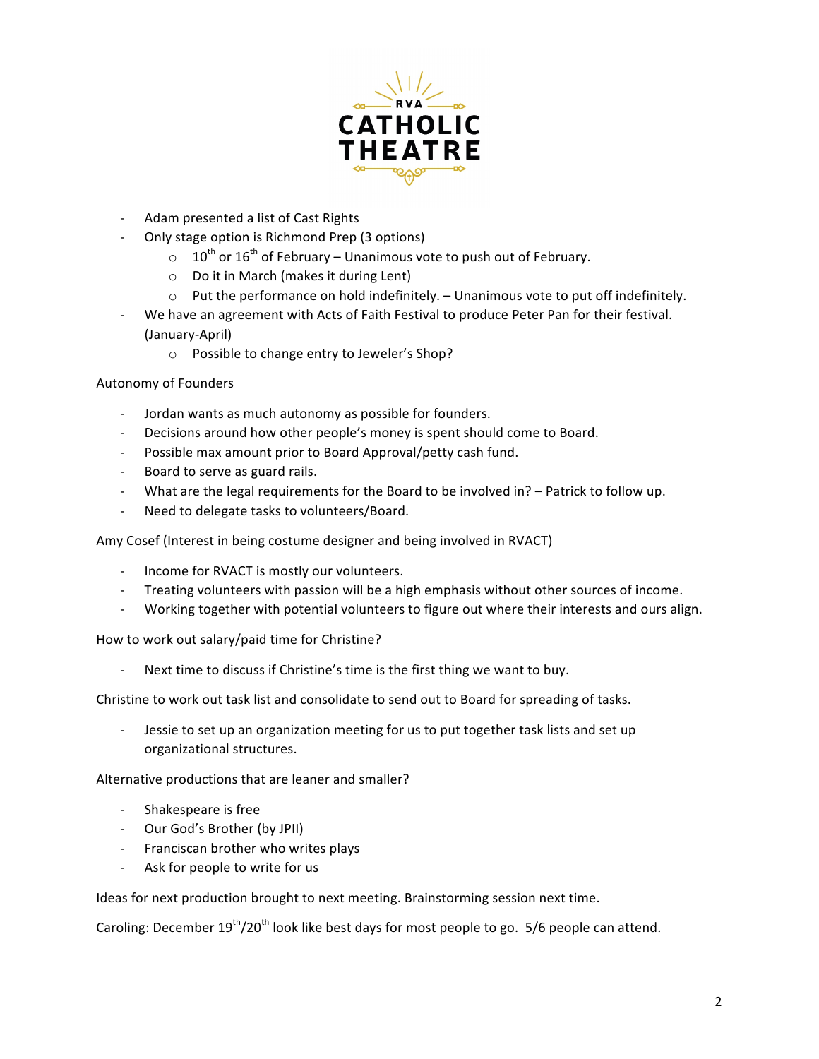- Adam presented a list of Cast Rights
- Only stage option is Richmond Prep (3 options)
    - 10th or 16th of February – Unanimous vote to push out of February.
    - Do it in March (makes it during Lent)
    - Put the performance on hold indefinitely. – Unanimous vote to put off indefinitely.
- We have an agreement with Acts of Faith Festival to produce Peter Pan for their festival. (January-April)
    - Possible to change entry to Jeweler's Shop?

Autonomy of Founders

- Jordan wants as much autonomy as possible for founders.
- Decisions around how other people's money is spent should come to Board.
- Possible max amount prior to Board Approval/petty cash fund.
- Board to serve as guard rails.
- What are the legal requirements for the Board to be involved in? – Patrick to follow up.
- Need to delegate tasks to volunteers/Board.

Amy Cosef (Interest in being costume designer and being involved in RVACT)

- Income for RVACT is mostly our volunteers.
- Treating volunteers with passion will be a high emphasis without other sources of income.
- Working together with potential volunteers to figure out where their interests and ours align.

How to work out salary/paid time for Christine?

- Next time to discuss if Christine's time is the first thing we want to buy.

Christine to work out task list and consolidate to send out to Board for spreading of tasks.

- Jessie to set up an organization meeting for us to put together task lists and set up organizational structures.

Alternative productions that are leaner and smaller?

- Shakespeare is free
- Our God's Brother (by JPII)
- Franciscan brother who writes plays
- Ask for people to write for us

Ideas for next production brought to next meeting. Brainstorming session next time.

Caroling: December 19th/20th look like best days for most people to go. 5/6 people can attend.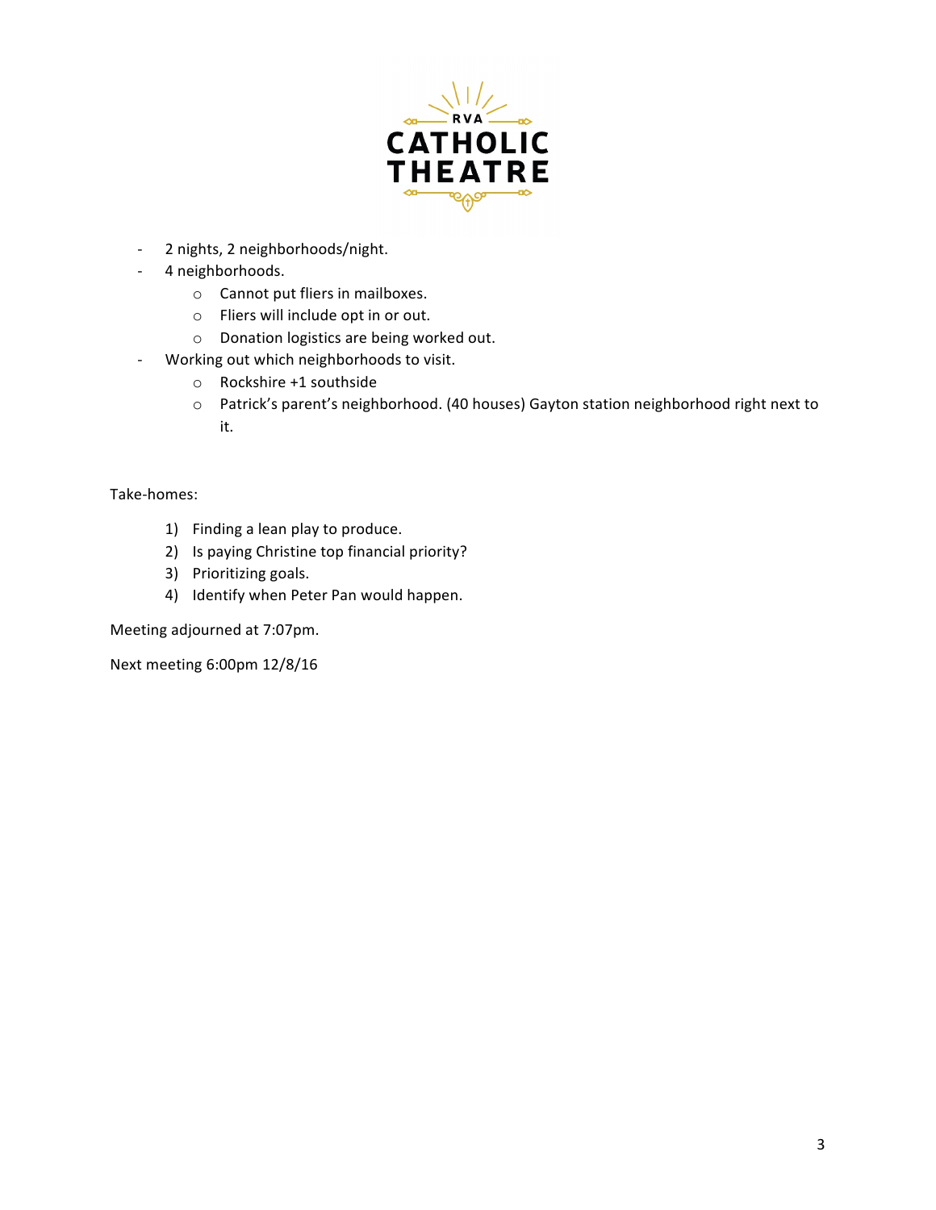- 2 nights, 2 neighborhoods/night.
- 4 neighborhoods.
  - Cannot put fliers in mailboxes.
  - Fliers will include opt in or out.
  - Donation logistics are being worked out.
- Working out which neighborhoods to visit.
  - Rockshire +1 southside
  - Patrick's parent's neighborhood. (40 houses) Gayton station neighborhood right next to it.

Take-homes:

1) Finding a lean play to produce.
2) Is paying Christine top financial priority?
3) Prioritizing goals.
4) Identify when Peter Pan would happen.

Meeting adjourned at 7:07pm.

Next meeting 6:00pm 12/8/16